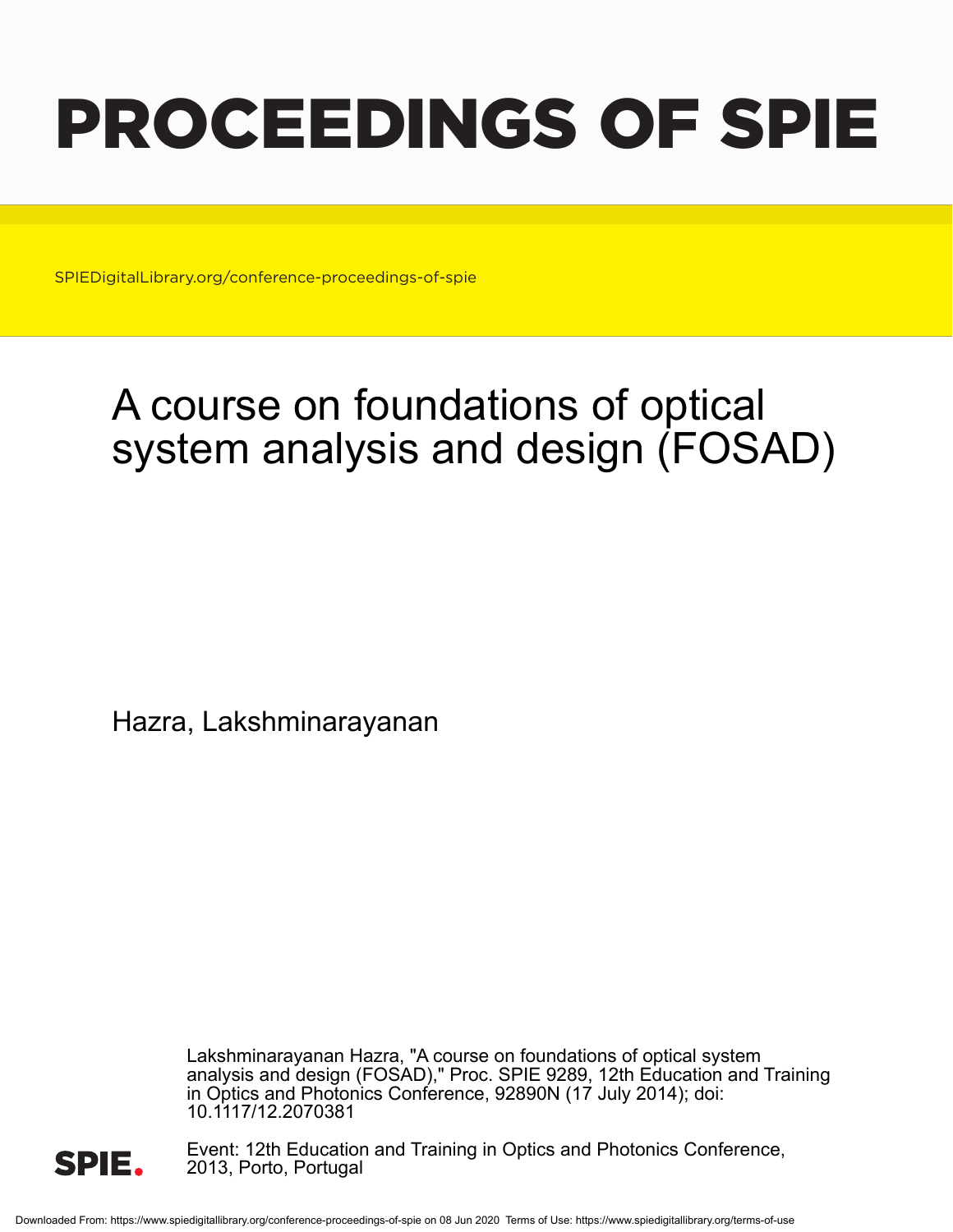# PROCEEDINGS OF SPIE

SPIEDigitalLibrary.org/conference-proceedings-of-spie

# A course on foundations of optical system analysis and design (FOSAD)

Hazra, Lakshminarayanan

Lakshminarayanan Hazra, "A course on foundations of optical system analysis and design (FOSAD)," Proc. SPIE 9289, 12th Education and Training in Optics and Photonics Conference, 92890N (17 July 2014); doi: 10.1117/12.2070381

Event: 12th Education and Training in Optics and Photonics Conference, 2013, Porto, Portugal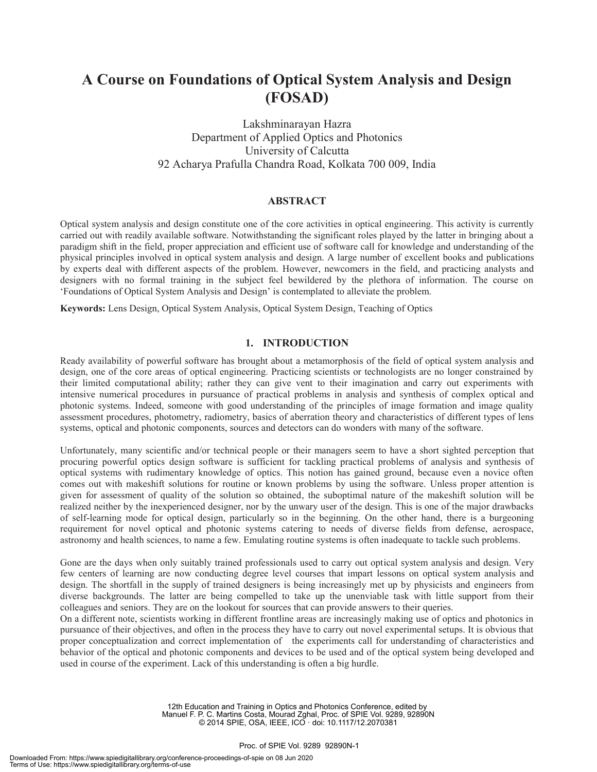# A Course on Foundations of Optical System Analysis and Design (FOSAD)

Lakshminarayan Hazra
Department of Applied Optics and Photonics
University of Calcutta
92 Acharya Prafulla Chandra Road, Kolkata 700 009, India

## ABSTRACT

Optical system analysis and design constitute one of the core activities in optical engineering. This activity is currently carried out with readily available software. Notwithstanding the significant roles played by the latter in bringing about a paradigm shift in the field, proper appreciation and efficient use of software call for knowledge and understanding of the physical principles involved in optical system analysis and design. A large number of excellent books and publications by experts deal with different aspects of the problem. However, newcomers in the field, and practicing analysts and designers with no formal training in the subject feel bewildered by the plethora of information. The course on 'Foundations of Optical System Analysis and Design' is contemplated to alleviate the problem.

**Keywords:** Lens Design, Optical System Analysis, Optical System Design, Teaching of Optics

## 1. INTRODUCTION

Ready availability of powerful software has brought about a metamorphosis of the field of optical system analysis and design, one of the core areas of optical engineering. Practicing scientists or technologists are no longer constrained by their limited computational ability; rather they can give vent to their imagination and carry out experiments with intensive numerical procedures in pursuance of practical problems in analysis and synthesis of complex optical and photonic systems. Indeed, someone with good understanding of the principles of image formation and image quality assessment procedures, photometry, radiometry, basics of aberration theory and characteristics of different types of lens systems, optical and photonic components, sources and detectors can do wonders with many of the software.

Unfortunately, many scientific and/or technical people or their managers seem to have a short sighted perception that procuring powerful optics design software is sufficient for tackling practical problems of analysis and synthesis of optical systems with rudimentary knowledge of optics. This notion has gained ground, because even a novice often comes out with makeshift solutions for routine or known problems by using the software. Unless proper attention is given for assessment of quality of the solution so obtained, the suboptimal nature of the makeshift solution will be realized neither by the inexperienced designer, nor by the unwary user of the design. This is one of the major drawbacks of self-learning mode for optical design, particularly so in the beginning. On the other hand, there is a burgeoning requirement for novel optical and photonic systems catering to needs of diverse fields from defense, aerospace, astronomy and health sciences, to name a few. Emulating routine systems is often inadequate to tackle such problems.

Gone are the days when only suitably trained professionals used to carry out optical system analysis and design. Very few centers of learning are now conducting degree level courses that impart lessons on optical system analysis and design. The shortfall in the supply of trained designers is being increasingly met up by physicists and engineers from diverse backgrounds. The latter are being compelled to take up the unenviable task with little support from their colleagues and seniors. They are on the lookout for sources that can provide answers to their queries.

On a different note, scientists working in different frontline areas are increasingly making use of optics and photonics in pursuance of their objectives, and often in the process they have to carry out novel experimental setups. It is obvious that proper conceptualization and correct implementation of the experiments call for understanding of characteristics and behavior of the optical and photonic components and devices to be used and of the optical system being developed and used in course of the experiment. Lack of this understanding is often a big hurdle.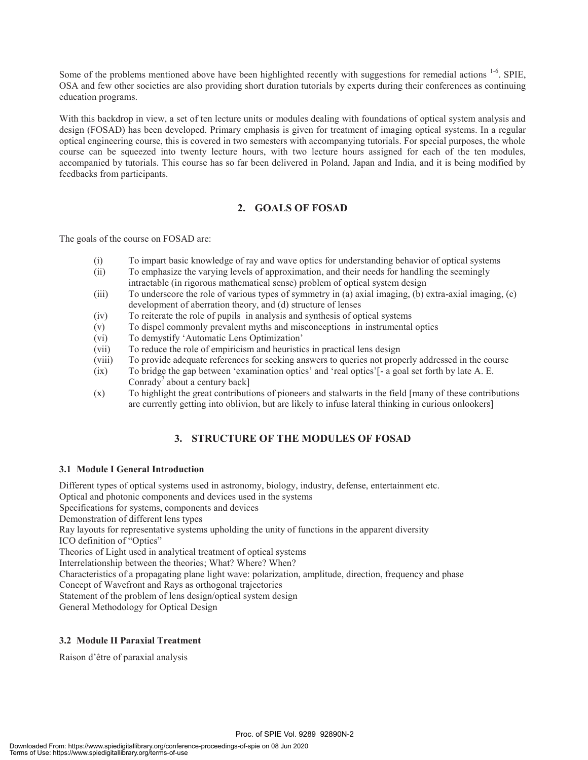Some of the problems mentioned above have been highlighted recently with suggestions for remedial actions [1-6]. SPIE, OSA and few other societies are also providing short duration tutorials by experts during their conferences as continuing education programs.

With this backdrop in view, a set of ten lecture units or modules dealing with foundations of optical system analysis and design (FOSAD) has been developed. Primary emphasis is given for treatment of imaging optical systems. In a regular optical engineering course, this is covered in two semesters with accompanying tutorials. For special purposes, the whole course can be squeezed into twenty lecture hours, with two lecture hours assigned for each of the ten modules, accompanied by tutorials. This course has so far been delivered in Poland, Japan and India, and it is being modified by feedbacks from participants.

## 2. GOALS OF FOSAD

The goals of the course on FOSAD are:

- (i) To impart basic knowledge of ray and wave optics for understanding behavior of optical systems
- (ii) To emphasize the varying levels of approximation, and their needs for handling the seemingly intractable (in rigorous mathematical sense) problem of optical system design
- (iii) To underscore the role of various types of symmetry in (a) axial imaging, (b) extra-axial imaging, (c) development of aberration theory, and (d) structure of lenses
- (iv) To reiterate the role of pupils in analysis and synthesis of optical systems
- (v) To dispel commonly prevalent myths and misconceptions in instrumental optics
- (vi) To demystify 'Automatic Lens Optimization'
- (vii) To reduce the role of empiricism and heuristics in practical lens design
- (viii) To provide adequate references for seeking answers to queries not properly addressed in the course
- (ix) To bridge the gap between 'examination optics' and 'real optics'[- a goal set forth by late A. E. Conrady[7] about a century back]
- (x) To highlight the great contributions of pioneers and stalwarts in the field [many of these contributions are currently getting into oblivion, but are likely to infuse lateral thinking in curious onlookers]

## 3. STRUCTURE OF THE MODULES OF FOSAD

### 3.1 Module I General Introduction

Different types of optical systems used in astronomy, biology, industry, defense, entertainment etc.
Optical and photonic components and devices used in the systems
Specifications for systems, components and devices
Demonstration of different lens types
Ray layouts for representative systems upholding the unity of functions in the apparent diversity
ICO definition of "Optics"
Theories of Light used in analytical treatment of optical systems
Interrelationship between the theories; What? Where? When?
Characteristics of a propagating plane light wave: polarization, amplitude, direction, frequency and phase
Concept of Wavefront and Rays as orthogonal trajectories
Statement of the problem of lens design/optical system design
General Methodology for Optical Design

### 3.2 Module II Paraxial Treatment

Raison d'être of paraxial analysis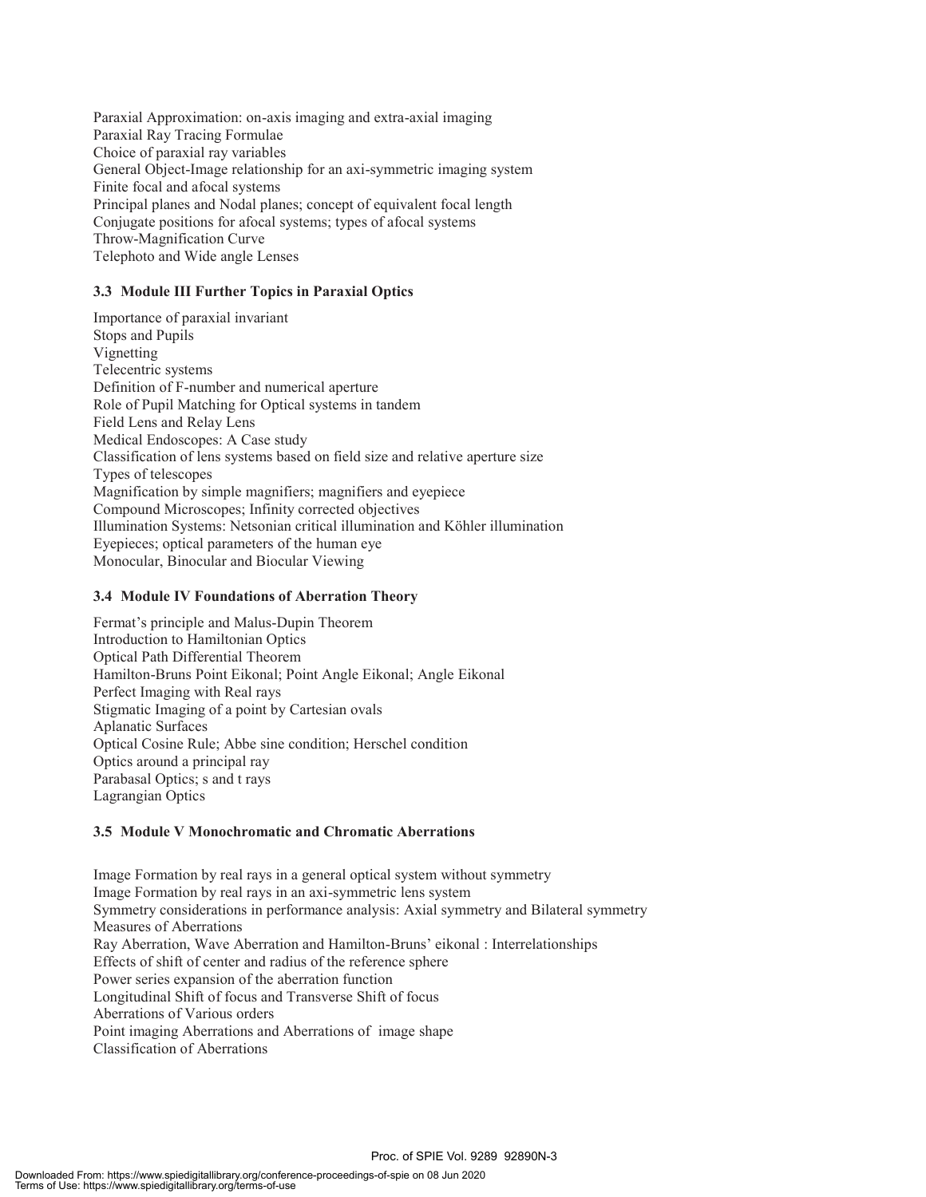Paraxial Approximation: on-axis imaging and extra-axial imaging
Paraxial Ray Tracing Formulae
Choice of paraxial ray variables
General Object-Image relationship for an axi-symmetric imaging system
Finite focal and afocal systems
Principal planes and Nodal planes; concept of equivalent focal length
Conjugate positions for afocal systems; types of afocal systems
Throw-Magnification Curve
Telephoto and Wide angle Lenses

### 3.3 Module III Further Topics in Paraxial Optics

Importance of paraxial invariant
Stops and Pupils
Vignetting
Telecentric systems
Definition of F-number and numerical aperture
Role of Pupil Matching for Optical systems in tandem
Field Lens and Relay Lens
Medical Endoscopes: A Case study
Classification of lens systems based on field size and relative aperture size
Types of telescopes
Magnification by simple magnifiers; magnifiers and eyepiece
Compound Microscopes; Infinity corrected objectives
Illumination Systems: Netsonian critical illumination and Köhler illumination
Eyepieces; optical parameters of the human eye
Monocular, Binocular and Biocular Viewing

### 3.4 Module IV Foundations of Aberration Theory

Fermat's principle and Malus-Dupin Theorem
Introduction to Hamiltonian Optics
Optical Path Differential Theorem
Hamilton-Bruns Point Eikonal; Point Angle Eikonal; Angle Eikonal
Perfect Imaging with Real rays
Stigmatic Imaging of a point by Cartesian ovals
Aplanatic Surfaces
Optical Cosine Rule; Abbe sine condition; Herschel condition
Optics around a principal ray
Parabasal Optics; s and t rays
Lagrangian Optics

### 3.5 Module V Monochromatic and Chromatic Aberrations

Image Formation by real rays in a general optical system without symmetry
Image Formation by real rays in an axi-symmetric lens system
Symmetry considerations in performance analysis: Axial symmetry and Bilateral symmetry
Measures of Aberrations
Ray Aberration, Wave Aberration and Hamilton-Bruns' eikonal : Interrelationships
Effects of shift of center and radius of the reference sphere
Power series expansion of the aberration function
Longitudinal Shift of focus and Transverse Shift of focus
Aberrations of Various orders
Point imaging Aberrations and Aberrations of image shape
Classification of Aberrations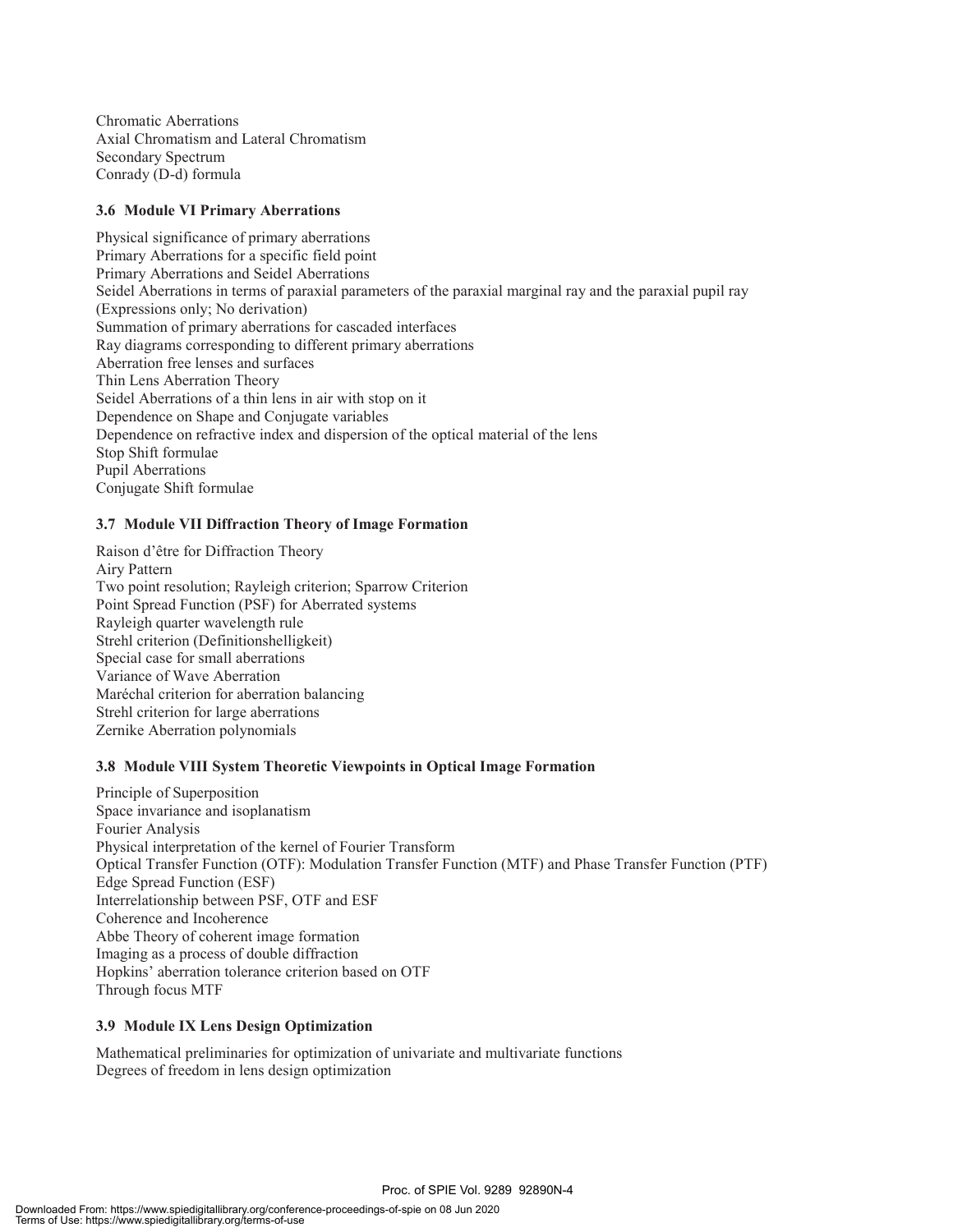Chromatic Aberrations
Axial Chromatism and Lateral Chromatism
Secondary Spectrum
Conrady (D-d) formula

### 3.6 Module VI Primary Aberrations

Physical significance of primary aberrations
Primary Aberrations for a specific field point
Primary Aberrations and Seidel Aberrations
Seidel Aberrations in terms of paraxial parameters of the paraxial marginal ray and the paraxial pupil ray (Expressions only; No derivation)
Summation of primary aberrations for cascaded interfaces
Ray diagrams corresponding to different primary aberrations
Aberration free lenses and surfaces
Thin Lens Aberration Theory
Seidel Aberrations of a thin lens in air with stop on it
Dependence on Shape and Conjugate variables
Dependence on refractive index and dispersion of the optical material of the lens
Stop Shift formulae
Pupil Aberrations
Conjugate Shift formulae

### 3.7 Module VII Diffraction Theory of Image Formation

Raison d'être for Diffraction Theory
Airy Pattern
Two point resolution; Rayleigh criterion; Sparrow Criterion
Point Spread Function (PSF) for Aberrated systems
Rayleigh quarter wavelength rule
Strehl criterion (Definitionshelligkeit)
Special case for small aberrations
Variance of Wave Aberration
Maréchal criterion for aberration balancing
Strehl criterion for large aberrations
Zernike Aberration polynomials

### 3.8 Module VIII System Theoretic Viewpoints in Optical Image Formation

Principle of Superposition
Space invariance and isoplanatism
Fourier Analysis
Physical interpretation of the kernel of Fourier Transform
Optical Transfer Function (OTF): Modulation Transfer Function (MTF) and Phase Transfer Function (PTF)
Edge Spread Function (ESF)
Interrelationship between PSF, OTF and ESF
Coherence and Incoherence
Abbe Theory of coherent image formation
Imaging as a process of double diffraction
Hopkins' aberration tolerance criterion based on OTF
Through focus MTF

### 3.9 Module IX Lens Design Optimization

Mathematical preliminaries for optimization of univariate and multivariate functions
Degrees of freedom in lens design optimization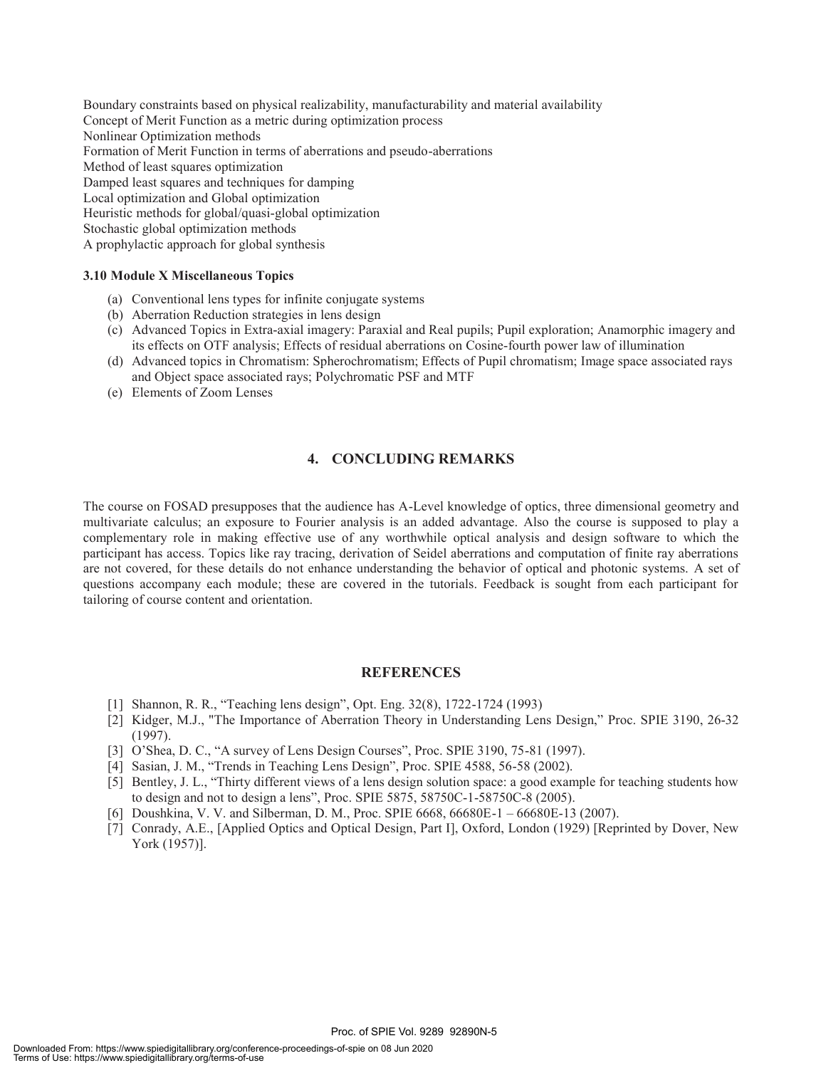Boundary constraints based on physical realizability, manufacturability and material availability
Concept of Merit Function as a metric during optimization process
Nonlinear Optimization methods
Formation of Merit Function in terms of aberrations and pseudo-aberrations
Method of least squares optimization
Damped least squares and techniques for damping
Local optimization and Global optimization
Heuristic methods for global/quasi-global optimization
Stochastic global optimization methods
A prophylactic approach for global synthesis

### 3.10 Module X Miscellaneous Topics

(a) Conventional lens types for infinite conjugate systems
(b) Aberration Reduction strategies in lens design
(c) Advanced Topics in Extra-axial imagery: Paraxial and Real pupils; Pupil exploration; Anamorphic imagery and its effects on OTF analysis; Effects of residual aberrations on Cosine-fourth power law of illumination
(d) Advanced topics in Chromatism: Spherochromatism; Effects of Pupil chromatism; Image space associated rays and Object space associated rays; Polychromatic PSF and MTF
(e) Elements of Zoom Lenses

## 4. CONCLUDING REMARKS

The course on FOSAD presupposes that the audience has A-Level knowledge of optics, three dimensional geometry and multivariate calculus; an exposure to Fourier analysis is an added advantage. Also the course is supposed to play a complementary role in making effective use of any worthwhile optical analysis and design software to which the participant has access. Topics like ray tracing, derivation of Seidel aberrations and computation of finite ray aberrations are not covered, for these details do not enhance understanding the behavior of optical and photonic systems. A set of questions accompany each module; these are covered in the tutorials. Feedback is sought from each participant for tailoring of course content and orientation.

## REFERENCES

[1] Shannon, R. R., "Teaching lens design", Opt. Eng. 32(8), 1722-1724 (1993)
[2] Kidger, M.J., "The Importance of Aberration Theory in Understanding Lens Design," Proc. SPIE 3190, 26-32 (1997).
[3] O'Shea, D. C., "A survey of Lens Design Courses", Proc. SPIE 3190, 75-81 (1997).
[4] Sasian, J. M., "Trends in Teaching Lens Design", Proc. SPIE 4588, 56-58 (2002).
[5] Bentley, J. L., "Thirty different views of a lens design solution space: a good example for teaching students how to design and not to design a lens", Proc. SPIE 5875, 58750C-1-58750C-8 (2005).
[6] Doushkina, V. V. and Silberman, D. M., Proc. SPIE 6668, 66680E-1 – 66680E-13 (2007).
[7] Conrady, A.E., [Applied Optics and Optical Design, Part I], Oxford, London (1929) [Reprinted by Dover, New York (1957)].